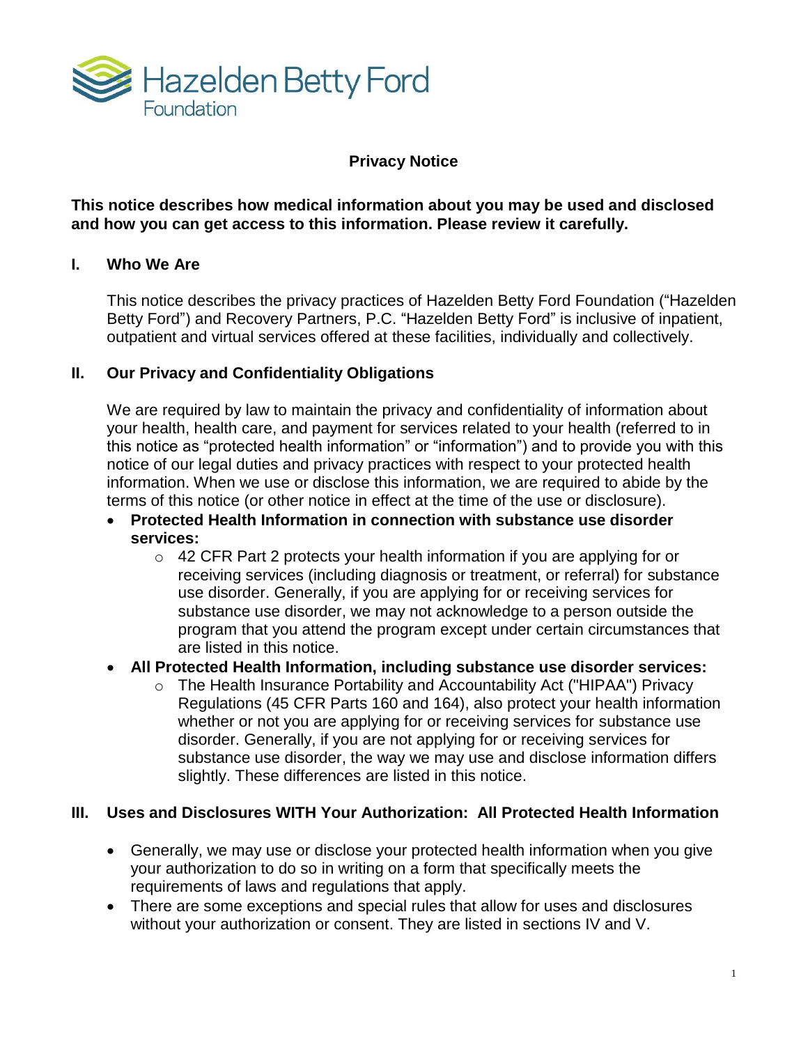Hazelden Betty Ford Foundation

# Privacy Notice

**This notice describes how medical information about you may be used and disclosed and how you can get access to this information. Please review it carefully.**

## I. Who We Are

This notice describes the privacy practices of Hazelden Betty Ford Foundation ("Hazelden Betty Ford") and Recovery Partners, P.C. "Hazelden Betty Ford" is inclusive of inpatient, outpatient and virtual services offered at these facilities, individually and collectively.

## II. Our Privacy and Confidentiality Obligations

We are required by law to maintain the privacy and confidentiality of information about your health, health care, and payment for services related to your health (referred to in this notice as "protected health information" or "information") and to provide you with this notice of our legal duties and privacy practices with respect to your protected health information. When we use or disclose this information, we are required to abide by the terms of this notice (or other notice in effect at the time of the use or disclosure).

- **Protected Health Information in connection with substance use disorder services:**
  - 42 CFR Part 2 protects your health information if you are applying for or receiving services (including diagnosis or treatment, or referral) for substance use disorder. Generally, if you are applying for or receiving services for substance use disorder, we may not acknowledge to a person outside the program that you attend the program except under certain circumstances that are listed in this notice.
- **All Protected Health Information, including substance use disorder services:**
  - The Health Insurance Portability and Accountability Act ("HIPAA") Privacy Regulations (45 CFR Parts 160 and 164), also protect your health information whether or not you are applying for or receiving services for substance use disorder. Generally, if you are not applying for or receiving services for substance use disorder, the way we may use and disclose information differs slightly. These differences are listed in this notice.

## III. Uses and Disclosures WITH Your Authorization: All Protected Health Information

- Generally, we may use or disclose your protected health information when you give your authorization to do so in writing on a form that specifically meets the requirements of laws and regulations that apply.
- There are some exceptions and special rules that allow for uses and disclosures without your authorization or consent. They are listed in sections IV and V.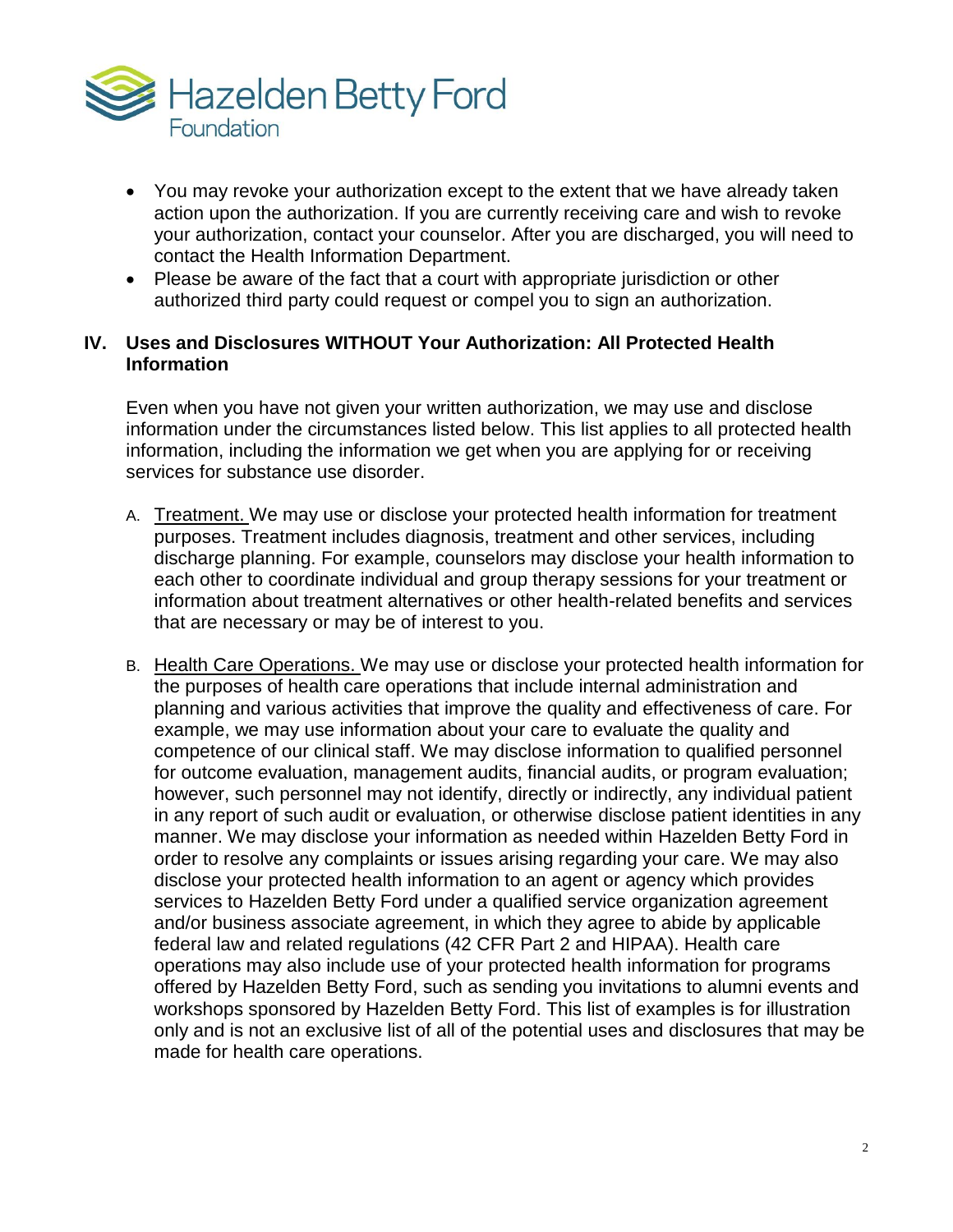- You may revoke your authorization except to the extent that we have already taken action upon the authorization. If you are currently receiving care and wish to revoke your authorization, contact your counselor. After you are discharged, you will need to contact the Health Information Department.
- Please be aware of the fact that a court with appropriate jurisdiction or other authorized third party could request or compel you to sign an authorization.

## IV. Uses and Disclosures WITHOUT Your Authorization: All Protected Health Information

Even when you have not given your written authorization, we may use and disclose information under the circumstances listed below. This list applies to all protected health information, including the information we get when you are applying for or receiving services for substance use disorder.

A. Treatment. We may use or disclose your protected health information for treatment purposes. Treatment includes diagnosis, treatment and other services, including discharge planning. For example, counselors may disclose your health information to each other to coordinate individual and group therapy sessions for your treatment or information about treatment alternatives or other health-related benefits and services that are necessary or may be of interest to you.

B. Health Care Operations. We may use or disclose your protected health information for the purposes of health care operations that include internal administration and planning and various activities that improve the quality and effectiveness of care. For example, we may use information about your care to evaluate the quality and competence of our clinical staff. We may disclose information to qualified personnel for outcome evaluation, management audits, financial audits, or program evaluation; however, such personnel may not identify, directly or indirectly, any individual patient in any report of such audit or evaluation, or otherwise disclose patient identities in any manner. We may disclose your information as needed within Hazelden Betty Ford in order to resolve any complaints or issues arising regarding your care. We may also disclose your protected health information to an agent or agency which provides services to Hazelden Betty Ford under a qualified service organization agreement and/or business associate agreement, in which they agree to abide by applicable federal law and related regulations (42 CFR Part 2 and HIPAA). Health care operations may also include use of your protected health information for programs offered by Hazelden Betty Ford, such as sending you invitations to alumni events and workshops sponsored by Hazelden Betty Ford. This list of examples is for illustration only and is not an exclusive list of all of the potential uses and disclosures that may be made for health care operations.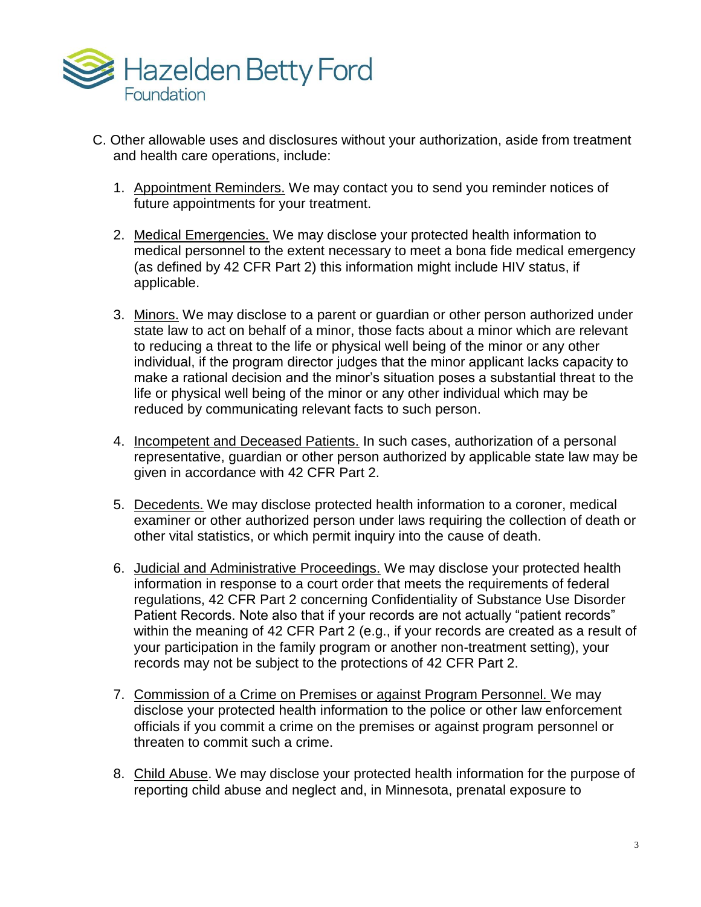C. Other allowable uses and disclosures without your authorization, aside from treatment and health care operations, include:

1. Appointment Reminders. We may contact you to send you reminder notices of future appointments for your treatment.

2. Medical Emergencies. We may disclose your protected health information to medical personnel to the extent necessary to meet a bona fide medical emergency (as defined by 42 CFR Part 2) this information might include HIV status, if applicable.

3. Minors. We may disclose to a parent or guardian or other person authorized under state law to act on behalf of a minor, those facts about a minor which are relevant to reducing a threat to the life or physical well being of the minor or any other individual, if the program director judges that the minor applicant lacks capacity to make a rational decision and the minor's situation poses a substantial threat to the life or physical well being of the minor or any other individual which may be reduced by communicating relevant facts to such person.

4. Incompetent and Deceased Patients. In such cases, authorization of a personal representative, guardian or other person authorized by applicable state law may be given in accordance with 42 CFR Part 2.

5. Decedents. We may disclose protected health information to a coroner, medical examiner or other authorized person under laws requiring the collection of death or other vital statistics, or which permit inquiry into the cause of death.

6. Judicial and Administrative Proceedings. We may disclose your protected health information in response to a court order that meets the requirements of federal regulations, 42 CFR Part 2 concerning Confidentiality of Substance Use Disorder Patient Records. Note also that if your records are not actually "patient records" within the meaning of 42 CFR Part 2 (e.g., if your records are created as a result of your participation in the family program or another non-treatment setting), your records may not be subject to the protections of 42 CFR Part 2.

7. Commission of a Crime on Premises or against Program Personnel. We may disclose your protected health information to the police or other law enforcement officials if you commit a crime on the premises or against program personnel or threaten to commit such a crime.

8. Child Abuse. We may disclose your protected health information for the purpose of reporting child abuse and neglect and, in Minnesota, prenatal exposure to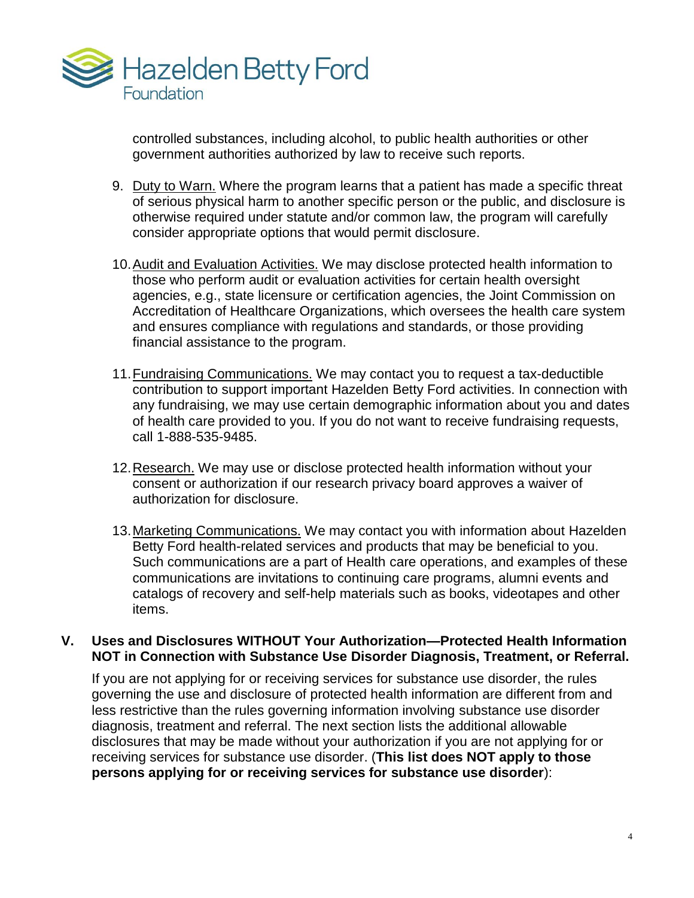controlled substances, including alcohol, to public health authorities or other government authorities authorized by law to receive such reports.

9. Duty to Warn. Where the program learns that a patient has made a specific threat of serious physical harm to another specific person or the public, and disclosure is otherwise required under statute and/or common law, the program will carefully consider appropriate options that would permit disclosure.

10. Audit and Evaluation Activities. We may disclose protected health information to those who perform audit or evaluation activities for certain health oversight agencies, e.g., state licensure or certification agencies, the Joint Commission on Accreditation of Healthcare Organizations, which oversees the health care system and ensures compliance with regulations and standards, or those providing financial assistance to the program.

11. Fundraising Communications. We may contact you to request a tax-deductible contribution to support important Hazelden Betty Ford activities. In connection with any fundraising, we may use certain demographic information about you and dates of health care provided to you. If you do not want to receive fundraising requests, call 1-888-535-9485.

12. Research. We may use or disclose protected health information without your consent or authorization if our research privacy board approves a waiver of authorization for disclosure.

13. Marketing Communications. We may contact you with information about Hazelden Betty Ford health-related services and products that may be beneficial to you. Such communications are a part of Health care operations, and examples of these communications are invitations to continuing care programs, alumni events and catalogs of recovery and self-help materials such as books, videotapes and other items.

## V. Uses and Disclosures WITHOUT Your Authorization—Protected Health Information NOT in Connection with Substance Use Disorder Diagnosis, Treatment, or Referral.

If you are not applying for or receiving services for substance use disorder, the rules governing the use and disclosure of protected health information are different from and less restrictive than the rules governing information involving substance use disorder diagnosis, treatment and referral. The next section lists the additional allowable disclosures that may be made without your authorization if you are not applying for or receiving services for substance use disorder. (**This list does NOT apply to those persons applying for or receiving services for substance use disorder**):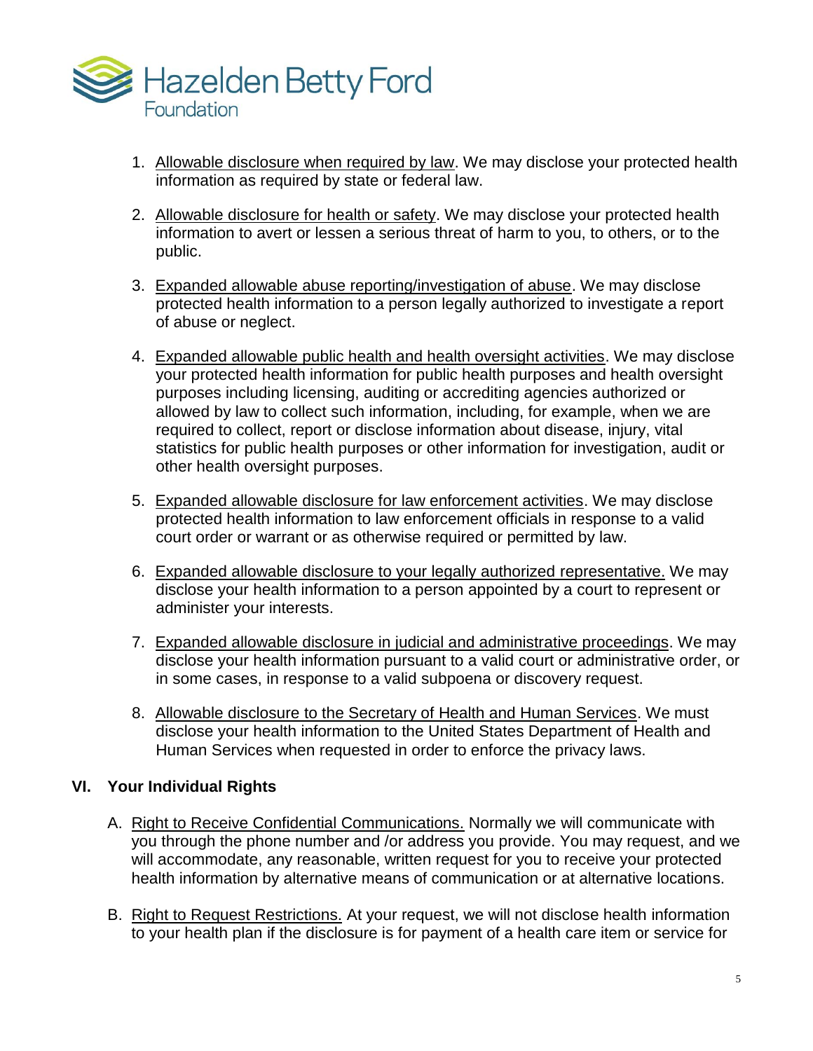1. Allowable disclosure when required by law. We may disclose your protected health information as required by state or federal law.

2. Allowable disclosure for health or safety. We may disclose your protected health information to avert or lessen a serious threat of harm to you, to others, or to the public.

3. Expanded allowable abuse reporting/investigation of abuse. We may disclose protected health information to a person legally authorized to investigate a report of abuse or neglect.

4. Expanded allowable public health and health oversight activities. We may disclose your protected health information for public health purposes and health oversight purposes including licensing, auditing or accrediting agencies authorized or allowed by law to collect such information, including, for example, when we are required to collect, report or disclose information about disease, injury, vital statistics for public health purposes or other information for investigation, audit or other health oversight purposes.

5. Expanded allowable disclosure for law enforcement activities. We may disclose protected health information to law enforcement officials in response to a valid court order or warrant or as otherwise required or permitted by law.

6. Expanded allowable disclosure to your legally authorized representative. We may disclose your health information to a person appointed by a court to represent or administer your interests.

7. Expanded allowable disclosure in judicial and administrative proceedings. We may disclose your health information pursuant to a valid court or administrative order, or in some cases, in response to a valid subpoena or discovery request.

8. Allowable disclosure to the Secretary of Health and Human Services. We must disclose your health information to the United States Department of Health and Human Services when requested in order to enforce the privacy laws.

## VI. Your Individual Rights

A. Right to Receive Confidential Communications. Normally we will communicate with you through the phone number and /or address you provide. You may request, and we will accommodate, any reasonable, written request for you to receive your protected health information by alternative means of communication or at alternative locations.

B. Right to Request Restrictions. At your request, we will not disclose health information to your health plan if the disclosure is for payment of a health care item or service for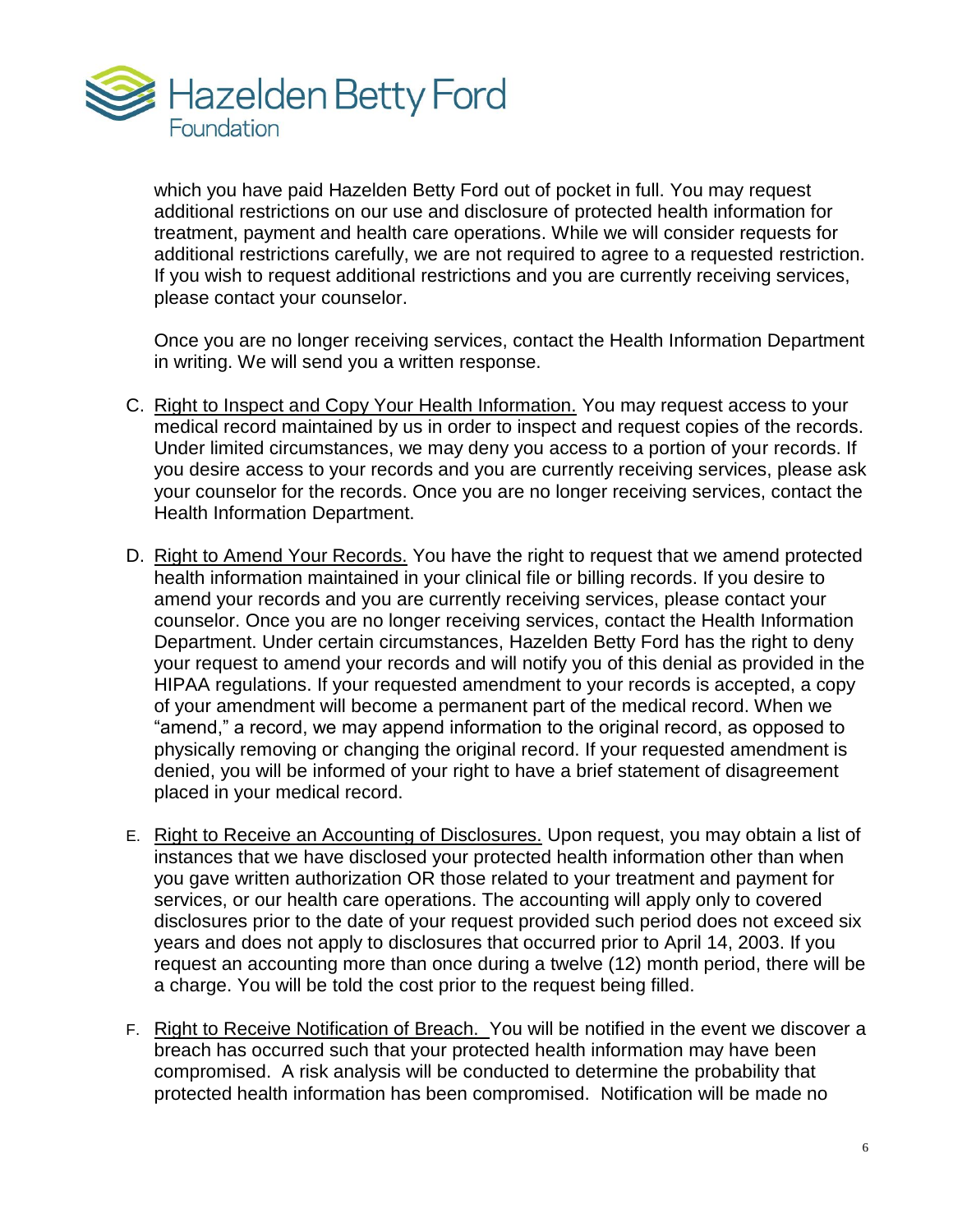which you have paid Hazelden Betty Ford out of pocket in full. You may request additional restrictions on our use and disclosure of protected health information for treatment, payment and health care operations. While we will consider requests for additional restrictions carefully, we are not required to agree to a requested restriction. If you wish to request additional restrictions and you are currently receiving services, please contact your counselor.

Once you are no longer receiving services, contact the Health Information Department in writing. We will send you a written response.

C. Right to Inspect and Copy Your Health Information. You may request access to your medical record maintained by us in order to inspect and request copies of the records. Under limited circumstances, we may deny you access to a portion of your records. If you desire access to your records and you are currently receiving services, please ask your counselor for the records. Once you are no longer receiving services, contact the Health Information Department.

D. Right to Amend Your Records. You have the right to request that we amend protected health information maintained in your clinical file or billing records. If you desire to amend your records and you are currently receiving services, please contact your counselor. Once you are no longer receiving services, contact the Health Information Department. Under certain circumstances, Hazelden Betty Ford has the right to deny your request to amend your records and will notify you of this denial as provided in the HIPAA regulations. If your requested amendment to your records is accepted, a copy of your amendment will become a permanent part of the medical record. When we "amend," a record, we may append information to the original record, as opposed to physically removing or changing the original record. If your requested amendment is denied, you will be informed of your right to have a brief statement of disagreement placed in your medical record.

E. Right to Receive an Accounting of Disclosures. Upon request, you may obtain a list of instances that we have disclosed your protected health information other than when you gave written authorization OR those related to your treatment and payment for services, or our health care operations. The accounting will apply only to covered disclosures prior to the date of your request provided such period does not exceed six years and does not apply to disclosures that occurred prior to April 14, 2003. If you request an accounting more than once during a twelve (12) month period, there will be a charge. You will be told the cost prior to the request being filled.

F. Right to Receive Notification of Breach. You will be notified in the event we discover a breach has occurred such that your protected health information may have been compromised. A risk analysis will be conducted to determine the probability that protected health information has been compromised. Notification will be made no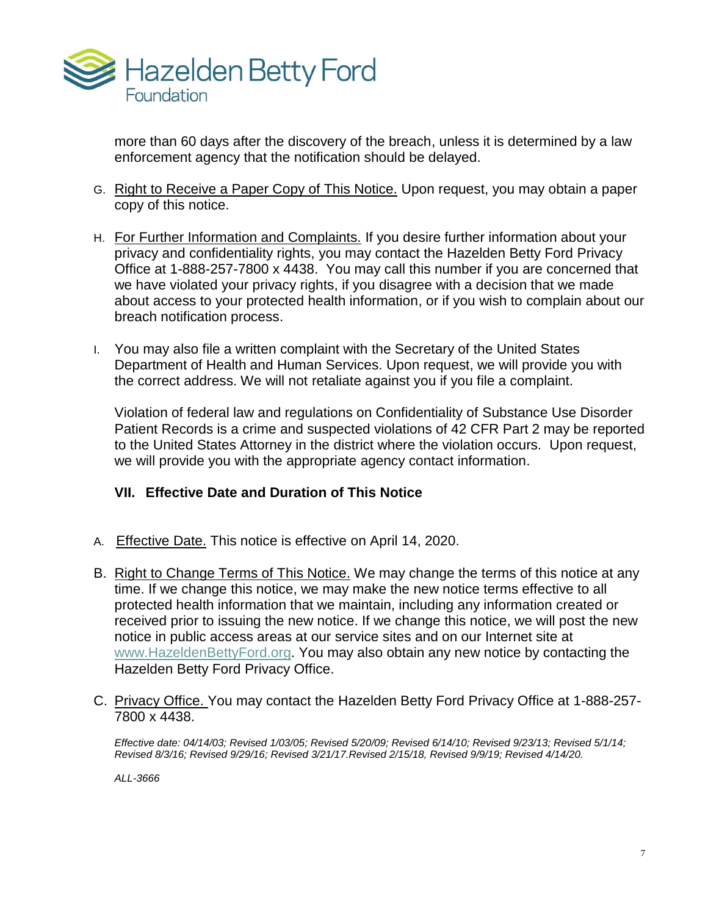more than 60 days after the discovery of the breach, unless it is determined by a law enforcement agency that the notification should be delayed.

G. Right to Receive a Paper Copy of This Notice. Upon request, you may obtain a paper copy of this notice.

H. For Further Information and Complaints. If you desire further information about your privacy and confidentiality rights, you may contact the Hazelden Betty Ford Privacy Office at 1-888-257-7800 x 4438. You may call this number if you are concerned that we have violated your privacy rights, if you disagree with a decision that we made about access to your protected health information, or if you wish to complain about our breach notification process.

I. You may also file a written complaint with the Secretary of the United States Department of Health and Human Services. Upon request, we will provide you with the correct address. We will not retaliate against you if you file a complaint.

Violation of federal law and regulations on Confidentiality of Substance Use Disorder Patient Records is a crime and suspected violations of 42 CFR Part 2 may be reported to the United States Attorney in the district where the violation occurs. Upon request, we will provide you with the appropriate agency contact information.

## VII. Effective Date and Duration of This Notice

A. Effective Date. This notice is effective on April 14, 2020.

B. Right to Change Terms of This Notice. We may change the terms of this notice at any time. If we change this notice, we may make the new notice terms effective to all protected health information that we maintain, including any information created or received prior to issuing the new notice. If we change this notice, we will post the new notice in public access areas at our service sites and on our Internet site at www.HazeldenBettyFord.org. You may also obtain any new notice by contacting the Hazelden Betty Ford Privacy Office.

C. Privacy Office. You may contact the Hazelden Betty Ford Privacy Office at 1-888-257-7800 x 4438.

*Effective date: 04/14/03; Revised 1/03/05; Revised 5/20/09; Revised 6/14/10; Revised 9/23/13; Revised 5/1/14; Revised 8/3/16; Revised 9/29/16; Revised 3/21/17.Revised 2/15/18, Revised 9/9/19; Revised 4/14/20.*

*ALL-3666*